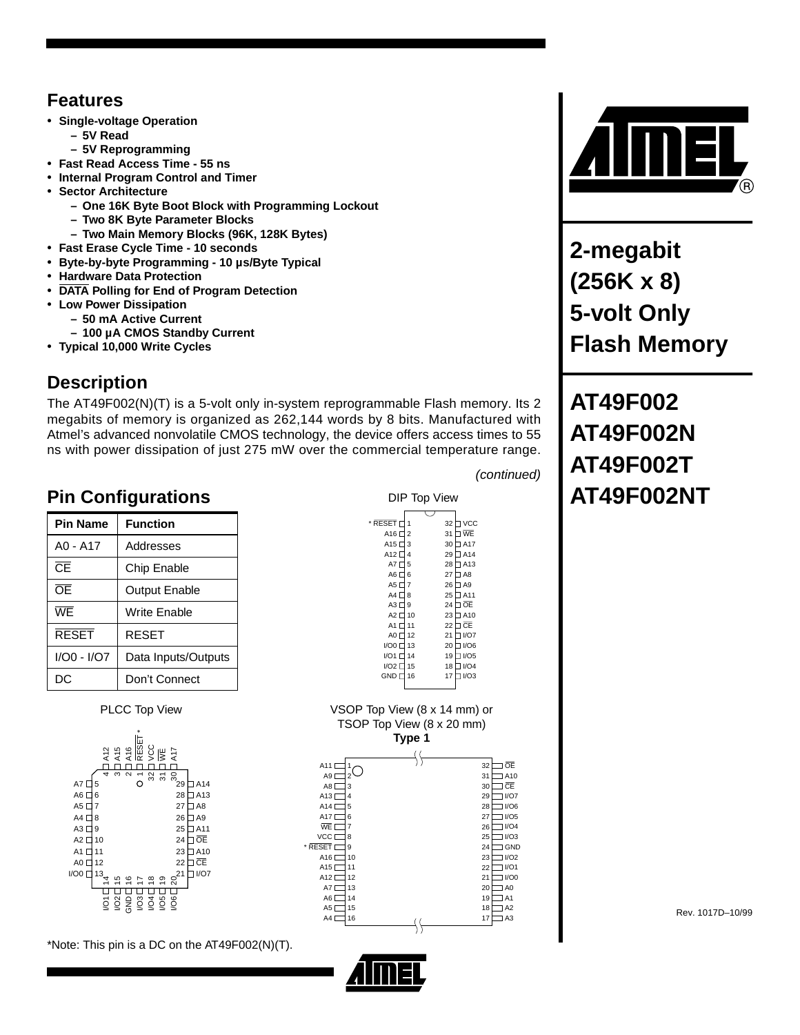# 2-megabit (256K x 8) 5-volt Only Flash Memory

# AT49F002
# AT49F002N
# AT49F002T
# AT49F002NT

## Features

- **Single-voltage Operation**
  - **5V Read**
  - **5V Reprogramming**
- **Fast Read Access Time - 55 ns**
- **Internal Program Control and Timer**
- **Sector Architecture**
  - **One 16K Byte Boot Block with Programming Lockout**
  - **Two 8K Byte Parameter Blocks**
  - **Two Main Memory Blocks (96K, 128K Bytes)**
- **Fast Erase Cycle Time - 10 seconds**
- **Byte-by-byte Programming - 10 µs/Byte Typical**
- **Hardware Data Protection**
- **$\overline{\text{DATA}}$ Polling for End of Program Detection**
- **Low Power Dissipation**
  - **50 mA Active Current**
  - **100 µA CMOS Standby Current**
- **Typical 10,000 Write Cycles**

## Description

The AT49F002(N)(T) is a 5-volt only in-system reprogrammable Flash memory. Its 2 megabits of memory is organized as 262,144 words by 8 bits. Manufactured with Atmel's advanced nonvolatile CMOS technology, the device offers access times to 55 ns with power dissipation of just 275 mW over the commercial temperature range.

*(continued)*

## Pin Configurations

| Pin Name | Function |
|---|---|
| A0 - A17 | Addresses |
| $\overline{\text{CE}}$ | Chip Enable |
| $\overline{\text{OE}}$ | Output Enable |
| $\overline{\text{WE}}$ | Write Enable |
| $\overline{\text{RESET}}$ | RESET |
| I/O0 - I/O7 | Data Inputs/Outputs |
| DC | Don't Connect |

DIP Top View

| Pin | Name | Pin | Name |
|---|---|---|---|
| 1 | * $\overline{\text{RESET}}$ | 32 | VCC |
| 2 | A16 | 31 | $\overline{\text{WE}}$ |
| 3 | A15 | 30 | A17 |
| 4 | A12 | 29 | A14 |
| 5 | A7 | 28 | A13 |
| 6 | A6 | 27 | A8 |
| 7 | A5 | 26 | A9 |
| 8 | A4 | 25 | A11 |
| 9 | A3 | 24 | $\overline{\text{OE}}$ |
| 10 | A2 | 23 | A10 |
| 11 | A1 | 22 | $\overline{\text{CE}}$ |
| 12 | A0 | 21 | I/O7 |
| 13 | I/O0 | 20 | I/O6 |
| 14 | I/O1 | 19 | I/O5 |
| 15 | I/O2 | 18 | I/O4 |
| 16 | GND | 17 | I/O3 |

PLCC Top View

| Pin | Name | Pin | Name |
|---|---|---|---|
| 1 | $\overline{\text{RESET}}$ * | 17 | I/O3 |
| 2 | A16 | 18 | I/O4 |
| 3 | A15 | 19 | I/O5 |
| 4 | A12 | 20 | I/O6 |
| 5 | A7 | 21 | I/O7 |
| 6 | A6 | 22 | $\overline{\text{CE}}$ |
| 7 | A5 | 23 | A10 |
| 8 | A4 | 24 | $\overline{\text{OE}}$ |
| 9 | A3 | 25 | A11 |
| 10 | A2 | 26 | A9 |
| 11 | A1 | 27 | A8 |
| 12 | A0 | 28 | A13 |
| 13 | I/O0 | 29 | A14 |
| 14 | I/O1 | 30 | A17 |
| 15 | I/O2 | 31 | $\overline{\text{WE}}$ |
| 16 | GND | 32 | VCC |

VSOP Top View (8 x 14 mm) or TSOP Top View (8 x 20 mm)
**Type 1**

| Pin | Name | Pin | Name |
|---|---|---|---|
| 1 | A11 | 32 | $\overline{\text{OE}}$ |
| 2 | A9 | 31 | A10 |
| 3 | A8 | 30 | $\overline{\text{CE}}$ |
| 4 | A13 | 29 | I/O7 |
| 5 | A14 | 28 | I/O6 |
| 6 | A17 | 27 | I/O5 |
| 7 | $\overline{\text{WE}}$ | 26 | I/O4 |
| 8 | VCC | 25 | I/O3 |
| 9 | * $\overline{\text{RESET}}$ | 24 | GND |
| 10 | A16 | 23 | I/O2 |
| 11 | A15 | 22 | I/O1 |
| 12 | A12 | 21 | I/O0 |
| 13 | A7 | 20 | A0 |
| 14 | A6 | 19 | A1 |
| 15 | A5 | 18 | A2 |
| 16 | A4 | 17 | A3 |

*Note: This pin is a DC on the AT49F002(N)(T).

Rev. 1017D–10/99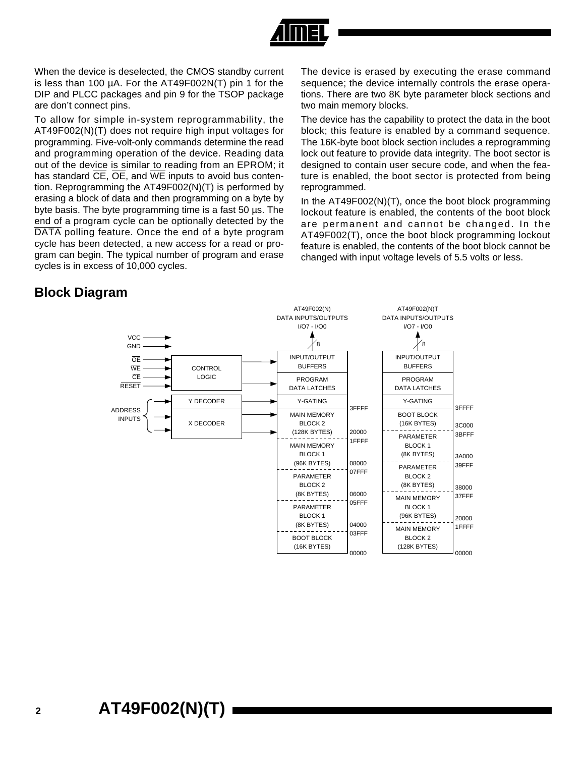When the device is deselected, the CMOS standby current is less than 100 µA. For the AT49F002N(T) pin 1 for the DIP and PLCC packages and pin 9 for the TSOP package are don't connect pins.

To allow for simple in-system reprogrammability, the AT49F002(N)(T) does not require high input voltages for programming. Five-volt-only commands determine the read and programming operation of the device. Reading data out of the device is similar to reading from an EPROM; it has standard $\overline{CE}$, $\overline{OE}$, and $\overline{WE}$ inputs to avoid bus contention. Reprogramming the AT49F002(N)(T) is performed by erasing a block of data and then programming on a byte by byte basis. The byte programming time is a fast 50 µs. The end of a program cycle can be optionally detected by the $\overline{DATA}$ polling feature. Once the end of a byte program cycle has been detected, a new access for a read or program can begin. The typical number of program and erase cycles is in excess of 10,000 cycles.

The device is erased by executing the erase command sequence; the device internally controls the erase operations. There are two 8K byte parameter block sections and two main memory blocks.

The device has the capability to protect the data in the boot block; this feature is enabled by a command sequence. The 16K-byte boot block section includes a reprogramming lock out feature to provide data integrity. The boot sector is designed to contain user secure code, and when the feature is enabled, the boot sector is protected from being reprogrammed.

In the AT49F002(N)(T), once the boot block programming lockout feature is enabled, the contents of the boot block are permanent and cannot be changed. In the AT49F002(T), once the boot block programming lockout feature is enabled, the contents of the boot block cannot be changed with input voltage levels of 5.5 volts or less.

## Block Diagram

Inputs: VCC, GND, $\overline{OE}$, $\overline{WE}$, $\overline{CE}$, $\overline{RESET}$ → CONTROL LOGIC; ADDRESS INPUTS → Y DECODER, X DECODER

AT49F002(N) DATA INPUTS/OUTPUTS I/O7 - I/O0 (8)

| Block | Address |
|---|---|
| INPUT/OUTPUT BUFFERS | |
| PROGRAM DATA LATCHES | |
| Y-GATING | |
| MAIN MEMORY BLOCK 2 (128K BYTES) | 3FFFF – 20000 |
| MAIN MEMORY BLOCK 1 (96K BYTES) | 1FFFF – 08000 |
| PARAMETER BLOCK 2 (8K BYTES) | 07FFF – 06000 |
| PARAMETER BLOCK 1 (8K BYTES) | 05FFF – 04000 |
| BOOT BLOCK (16K BYTES) | 03FFF – 00000 |

AT49F002(N)T DATA INPUTS/OUTPUTS I/O7 - I/O0 (8)

| Block | Address |
|---|---|
| INPUT/OUTPUT BUFFERS | |
| PROGRAM DATA LATCHES | |
| Y-GATING | |
| BOOT BLOCK (16K BYTES) | 3FFFF – 3C000 |
| PARAMETER BLOCK 1 (8K BYTES) | 3BFFF – 3A000 |
| PARAMETER BLOCK 2 (8K BYTES) | 39FFF – 38000 |
| MAIN MEMORY BLOCK 1 (96K BYTES) | 37FFF – 20000 |
| MAIN MEMORY BLOCK 2 (128K BYTES) | 1FFFF – 00000 |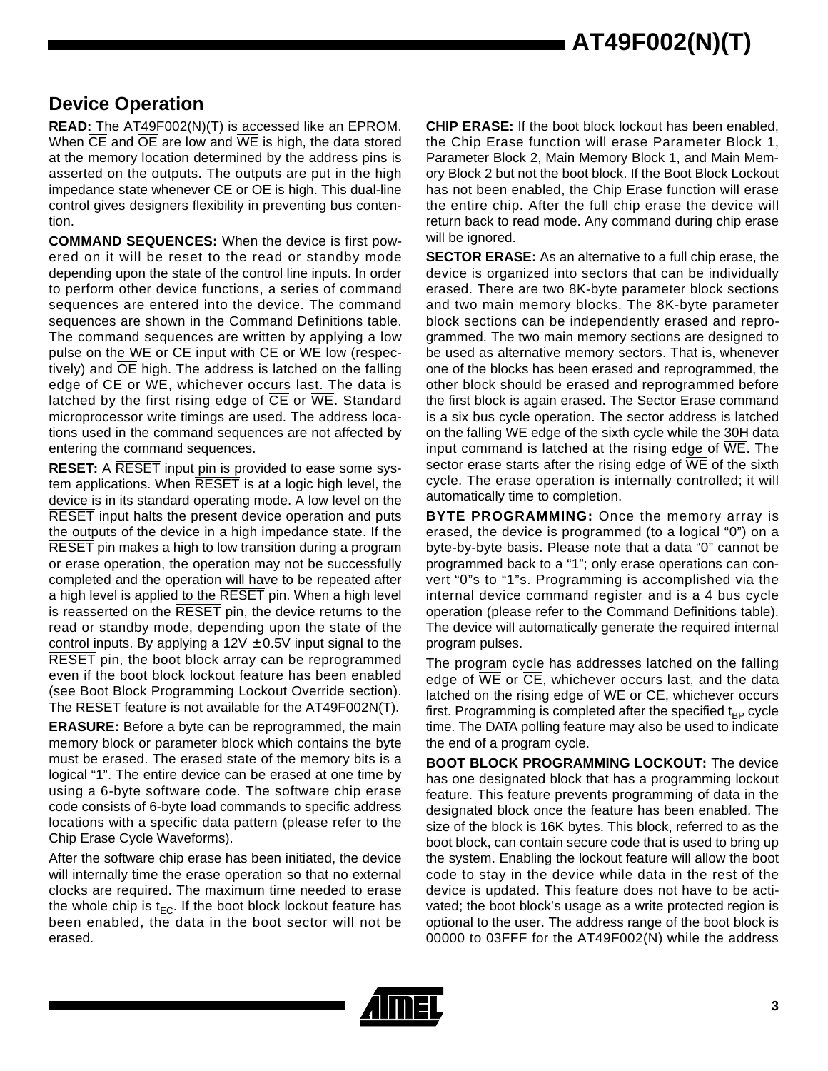## Device Operation

**READ:** The AT49F002(N)(T) is accessed like an EPROM. When CE and OE are low and WE is high, the data stored at the memory location determined by the address pins is asserted on the outputs. The outputs are put in the high impedance state whenever CE or OE is high. This dual-line control gives designers flexibility in preventing bus contention.

**COMMAND SEQUENCES:** When the device is first powered on it will be reset to the read or standby mode depending upon the state of the control line inputs. In order to perform other device functions, a series of command sequences are entered into the device. The command sequences are shown in the Command Definitions table. The command sequences are written by applying a low pulse on the WE or CE input with CE or WE low (respectively) and OE high. The address is latched on the falling edge of CE or WE, whichever occurs last. The data is latched by the first rising edge of CE or WE. Standard microprocessor write timings are used. The address locations used in the command sequences are not affected by entering the command sequences.

**RESET:** A RESET input pin is provided to ease some system applications. When RESET is at a logic high level, the device is in its standard operating mode. A low level on the RESET input halts the present device operation and puts the outputs of the device in a high impedance state. If the RESET pin makes a high to low transition during a program or erase operation, the operation may not be successfully completed and the operation will have to be repeated after a high level is applied to the RESET pin. When a high level is reasserted on the RESET pin, the device returns to the read or standby mode, depending upon the state of the control inputs. By applying a 12V ± 0.5V input signal to the RESET pin, the boot block array can be reprogrammed even if the boot block lockout feature has been enabled (see Boot Block Programming Lockout Override section). The RESET feature is not available for the AT49F002N(T).

**ERASURE:** Before a byte can be reprogrammed, the main memory block or parameter block which contains the byte must be erased. The erased state of the memory bits is a logical "1". The entire device can be erased at one time by using a 6-byte software code. The software chip erase code consists of 6-byte load commands to specific address locations with a specific data pattern (please refer to the Chip Erase Cycle Waveforms).

After the software chip erase has been initiated, the device will internally time the erase operation so that no external clocks are required. The maximum time needed to erase the whole chip is $t_{EC}$. If the boot block lockout feature has been enabled, the data in the boot sector will not be erased.

**CHIP ERASE:** If the boot block lockout has been enabled, the Chip Erase function will erase Parameter Block 1, Parameter Block 2, Main Memory Block 1, and Main Memory Block 2 but not the boot block. If the Boot Block Lockout has not been enabled, the Chip Erase function will erase the entire chip. After the full chip erase the device will return back to read mode. Any command during chip erase will be ignored.

**SECTOR ERASE:** As an alternative to a full chip erase, the device is organized into sectors that can be individually erased. There are two 8K-byte parameter block sections and two main memory blocks. The 8K-byte parameter block sections can be independently erased and reprogrammed. The two main memory sections are designed to be used as alternative memory sectors. That is, whenever one of the blocks has been erased and reprogrammed, the other block should be erased and reprogrammed before the first block is again erased. The Sector Erase command is a six bus cycle operation. The sector address is latched on the falling WE edge of the sixth cycle while the 30H data input command is latched at the rising edge of WE. The sector erase starts after the rising edge of WE of the sixth cycle. The erase operation is internally controlled; it will automatically time to completion.

**BYTE PROGRAMMING:** Once the memory array is erased, the device is programmed (to a logical "0") on a byte-by-byte basis. Please note that a data "0" cannot be programmed back to a "1"; only erase operations can convert "0"s to "1"s. Programming is accomplished via the internal device command register and is a 4 bus cycle operation (please refer to the Command Definitions table). The device will automatically generate the required internal program pulses.

The program cycle has addresses latched on the falling edge of WE or CE, whichever occurs last, and the data latched on the rising edge of WE or CE, whichever occurs first. Programming is completed after the specified $t_{BP}$ cycle time. The DATA polling feature may also be used to indicate the end of a program cycle.

**BOOT BLOCK PROGRAMMING LOCKOUT:** The device has one designated block that has a programming lockout feature. This feature prevents programming of data in the designated block once the feature has been enabled. The size of the block is 16K bytes. This block, referred to as the boot block, can contain secure code that is used to bring up the system. Enabling the lockout feature will allow the boot code to stay in the device while data in the rest of the device is updated. This feature does not have to be activated; the boot block's usage as a write protected region is optional to the user. The address range of the boot block is 00000 to 03FFF for the AT49F002(N) while the address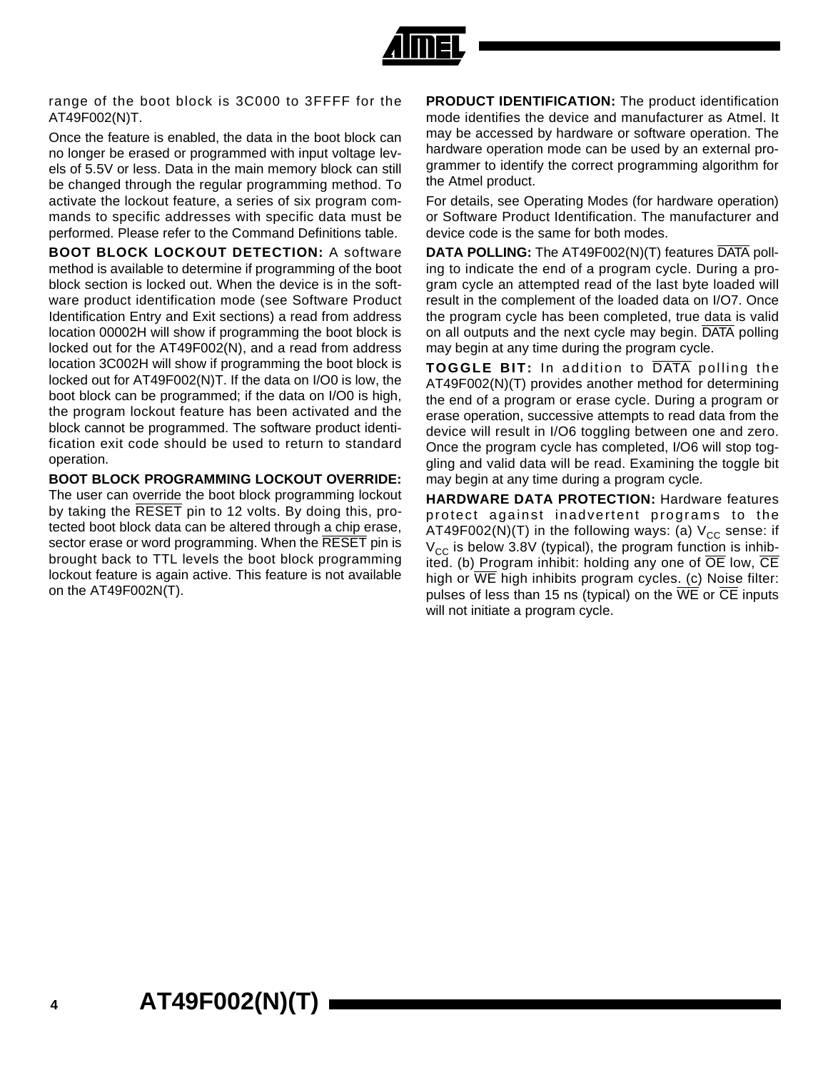range of the boot block is 3C000 to 3FFFF for the AT49F002(N)T.

Once the feature is enabled, the data in the boot block can no longer be erased or programmed with input voltage levels of 5.5V or less. Data in the main memory block can still be changed through the regular programming method. To activate the lockout feature, a series of six program commands to specific addresses with specific data must be performed. Please refer to the Command Definitions table.

**BOOT BLOCK LOCKOUT DETECTION:** A software method is available to determine if programming of the boot block section is locked out. When the device is in the software product identification mode (see Software Product Identification Entry and Exit sections) a read from address location 00002H will show if programming the boot block is locked out for the AT49F002(N), and a read from address location 3C002H will show if programming the boot block is locked out for AT49F002(N)T. If the data on I/O0 is low, the boot block can be programmed; if the data on I/O0 is high, the program lockout feature has been activated and the block cannot be programmed. The software product identification exit code should be used to return to standard operation.

**BOOT BLOCK PROGRAMMING LOCKOUT OVERRIDE:** The user can override the boot block programming lockout by taking the $\overline{\text{RESET}}$ pin to 12 volts. By doing this, protected boot block data can be altered through a chip erase, sector erase or word programming. When the $\overline{\text{RESET}}$ pin is brought back to TTL levels the boot block programming lockout feature is again active. This feature is not available on the AT49F002N(T).

**PRODUCT IDENTIFICATION:** The product identification mode identifies the device and manufacturer as Atmel. It may be accessed by hardware or software operation. The hardware operation mode can be used by an external programmer to identify the correct programming algorithm for the Atmel product.

For details, see Operating Modes (for hardware operation) or Software Product Identification. The manufacturer and device code is the same for both modes.

**DATA POLLING:** The AT49F002(N)(T) features $\overline{\text{DATA}}$ polling to indicate the end of a program cycle. During a program cycle an attempted read of the last byte loaded will result in the complement of the loaded data on I/O7. Once the program cycle has been completed, true data is valid on all outputs and the next cycle may begin. $\overline{\text{DATA}}$ polling may begin at any time during the program cycle.

**TOGGLE BIT:** In addition to $\overline{\text{DATA}}$ polling the AT49F002(N)(T) provides another method for determining the end of a program or erase cycle. During a program or erase operation, successive attempts to read data from the device will result in I/O6 toggling between one and zero. Once the program cycle has completed, I/O6 will stop toggling and valid data will be read. Examining the toggle bit may begin at any time during a program cycle.

**HARDWARE DATA PROTECTION:** Hardware features protect against inadvertent programs to the AT49F002(N)(T) in the following ways: (a) $V_{CC}$ sense: if $V_{CC}$ is below 3.8V (typical), the program function is inhibited. (b) Program inhibit: holding any one of $\overline{\text{OE}}$ low, $\overline{\text{CE}}$ high or $\overline{\text{WE}}$ high inhibits program cycles. (c) Noise filter: pulses of less than 15 ns (typical) on the $\overline{\text{WE}}$ or $\overline{\text{CE}}$ inputs will not initiate a program cycle.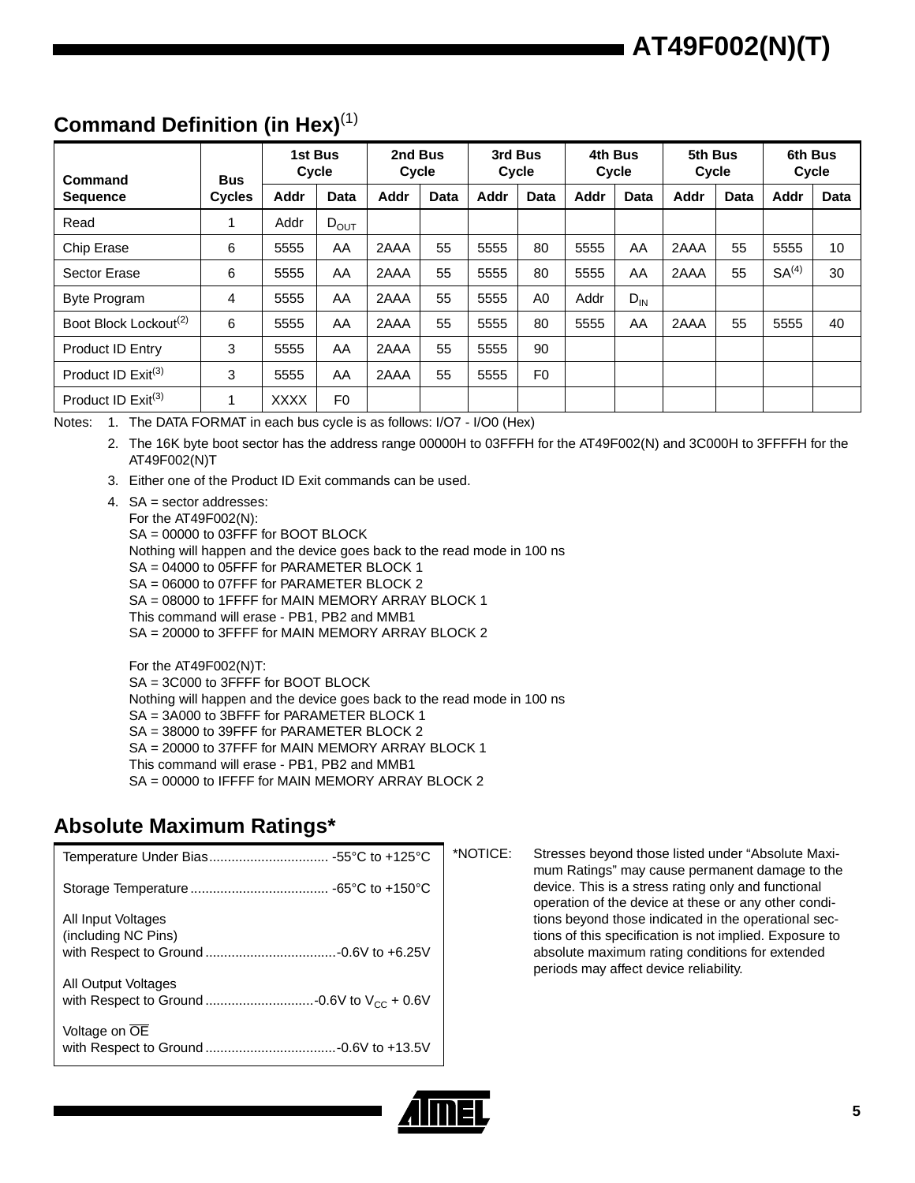## Command Definition (in Hex)[1]

| Command Sequence | Bus Cycles | 1st Bus Cycle | | 2nd Bus Cycle | | 3rd Bus Cycle | | 4th Bus Cycle | | 5th Bus Cycle | | 6th Bus Cycle | |
|---|---|---|---|---|---|---|---|---|---|---|---|---|---|
| | | Addr | Data | Addr | Data | Addr | Data | Addr | Data | Addr | Data | Addr | Data |
| Read | 1 | Addr | $D_{OUT}$ | | | | | | | | | | |
| Chip Erase | 6 | 5555 | AA | 2AAA | 55 | 5555 | 80 | 5555 | AA | 2AAA | 55 | 5555 | 10 |
| Sector Erase | 6 | 5555 | AA | 2AAA | 55 | 5555 | 80 | 5555 | AA | 2AAA | 55 | SA[4] | 30 |
| Byte Program | 4 | 5555 | AA | 2AAA | 55 | 5555 | A0 | Addr | $D_{IN}$ | | | | |
| Boot Block Lockout[2] | 6 | 5555 | AA | 2AAA | 55 | 5555 | 80 | 5555 | AA | 2AAA | 55 | 5555 | 40 |
| Product ID Entry | 3 | 5555 | AA | 2AAA | 55 | 5555 | 90 | | | | | | |
| Product ID Exit[3] | 3 | 5555 | AA | 2AAA | 55 | 5555 | F0 | | | | | | |
| Product ID Exit[3] | 1 | XXXX | F0 | | | | | | | | | | |

Notes:
1. The DATA FORMAT in each bus cycle is as follows: I/O7 - I/O0 (Hex)
2. The 16K byte boot sector has the address range 00000H to 03FFFH for the AT49F002(N) and 3C000H to 3FFFFH for the AT49F002(N)T
3. Either one of the Product ID Exit commands can be used.
4. SA = sector addresses:
   For the AT49F002(N):
   SA = 00000 to 03FFF for BOOT BLOCK
   Nothing will happen and the device goes back to the read mode in 100 ns
   SA = 04000 to 05FFF for PARAMETER BLOCK 1
   SA = 06000 to 07FFF for PARAMETER BLOCK 2
   SA = 08000 to 1FFFF for MAIN MEMORY ARRAY BLOCK 1
   This command will erase - PB1, PB2 and MMB1
   SA = 20000 to 3FFFF for MAIN MEMORY ARRAY BLOCK 2

   For the AT49F002(N)T:
   SA = 3C000 to 3FFFF for BOOT BLOCK
   Nothing will happen and the device goes back to the read mode in 100 ns
   SA = 3A000 to 3BFFF for PARAMETER BLOCK 1
   SA = 38000 to 39FFF for PARAMETER BLOCK 2
   SA = 20000 to 37FFF for MAIN MEMORY ARRAY BLOCK 1
   This command will erase - PB1, PB2 and MMB1
   SA = 00000 to IFFFF for MAIN MEMORY ARRAY BLOCK 2

## Absolute Maximum Ratings*

| Parameter | Rating |
|---|---|
| Temperature Under Bias | -55°C to +125°C |
| Storage Temperature | -65°C to +150°C |
| All Input Voltages (including NC Pins) with Respect to Ground | -0.6V to +6.25V |
| All Output Voltages with Respect to Ground | -0.6V to $V_{CC}$ + 0.6V |
| Voltage on $\overline{OE}$ with Respect to Ground | -0.6V to +13.5V |

*NOTICE: Stresses beyond those listed under "Absolute Maximum Ratings" may cause permanent damage to the device. This is a stress rating only and functional operation of the device at these or any other conditions beyond those indicated in the operational sections of this specification is not implied. Exposure to absolute maximum rating conditions for extended periods may affect device reliability.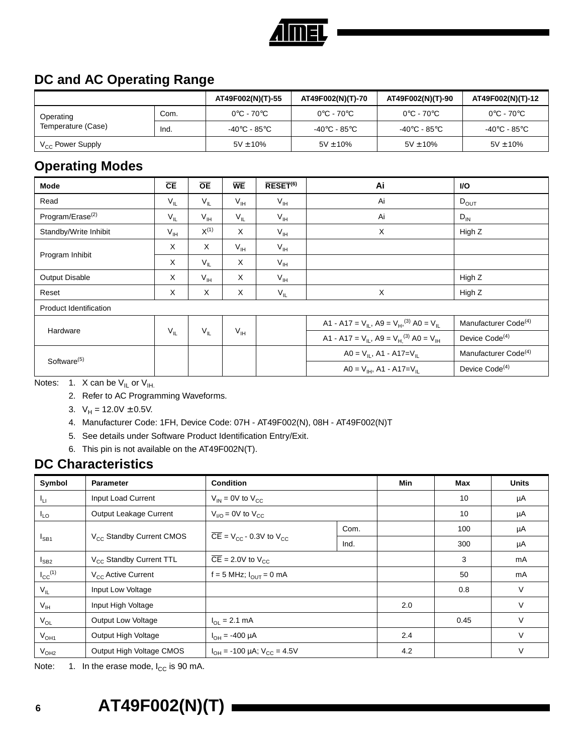## DC and AC Operating Range

| | | AT49F002(N)(T)-55 | AT49F002(N)(T)-70 | AT49F002(N)(T)-90 | AT49F002(N)(T)-12 |
|---|---|---|---|---|---|
| Operating Temperature (Case) | Com. | 0°C - 70°C | 0°C - 70°C | 0°C - 70°C | 0°C - 70°C |
| | Ind. | -40°C - 85°C | -40°C - 85°C | -40°C - 85°C | -40°C - 85°C |
| $V_{CC}$ Power Supply | | 5V ± 10% | 5V ± 10% | 5V ± 10% | 5V ± 10% |

## Operating Modes

| Mode | $\overline{CE}$ | $\overline{OE}$ | $\overline{WE}$ | $\overline{RESET}$[6] | Ai | I/O |
|---|---|---|---|---|---|---|
| Read | $V_{IL}$ | $V_{IL}$ | $V_{IH}$ | $V_{IH}$ | Ai | $D_{OUT}$ |
| Program/Erase[2] | $V_{IL}$ | $V_{IH}$ | $V_{IL}$ | $V_{IH}$ | Ai | $D_{IN}$ |
| Standby/Write Inhibit | $V_{IH}$ | X[1] | X | $V_{IH}$ | X | High Z |
| Program Inhibit | X | X | $V_{IH}$ | $V_{IH}$ | | |
| | X | $V_{IL}$ | X | $V_{IH}$ | | |
| Output Disable | X | $V_{IH}$ | X | $V_{IH}$ | | High Z |
| Reset | X | X | X | $V_{IL}$ | X | High Z |
| Product Identification | | | | | | |
| Hardware | $V_{IL}$ | $V_{IL}$ | $V_{IH}$ | | A1 - A17 = $V_{IL}$, A9 = $V_H$,[3] A0 = $V_{IL}$ | Manufacturer Code[4] |
| | | | | | A1 - A17 = $V_{IL}$, A9 = $V_H$,[3] A0 = $V_{IH}$ | Device Code[4] |
| Software[5] | | | | | A0 = $V_{IL}$, A1 - A17=$V_{IL}$ | Manufacturer Code[4] |
| | | | | | A0 = $V_{IH}$, A1 - A17=$V_{IL}$ | Device Code[4] |

Notes: 1. X can be $V_{IL}$ or $V_{IH}$.
2. Refer to AC Programming Waveforms.
3. $V_H$ = 12.0V ± 0.5V.
4. Manufacturer Code: 1FH, Device Code: 07H - AT49F002(N), 08H - AT49F002(N)T
5. See details under Software Product Identification Entry/Exit.
6. This pin is not available on the AT49F002N(T).

## DC Characteristics

| Symbol | Parameter | Condition | | Min | Max | Units |
|---|---|---|---|---|---|---|
| $I_{LI}$ | Input Load Current | $V_{IN}$ = 0V to $V_{CC}$ | | | 10 | µA |
| $I_{LO}$ | Output Leakage Current | $V_{I/O}$ = 0V to $V_{CC}$ | | | 10 | µA |
| $I_{SB1}$ | $V_{CC}$ Standby Current CMOS | $\overline{CE}$ = $V_{CC}$ - 0.3V to $V_{CC}$ | Com. | | 100 | µA |
| | | | Ind. | | 300 | µA |
| $I_{SB2}$ | $V_{CC}$ Standby Current TTL | $\overline{CE}$ = 2.0V to $V_{CC}$ | | | 3 | mA |
| $I_{CC}$[1] | $V_{CC}$ Active Current | f = 5 MHz; $I_{OUT}$ = 0 mA | | | 50 | mA |
| $V_{IL}$ | Input Low Voltage | | | | 0.8 | V |
| $V_{IH}$ | Input High Voltage | | | 2.0 | | V |
| $V_{OL}$ | Output Low Voltage | $I_{OL}$ = 2.1 mA | | | 0.45 | V |
| $V_{OH1}$ | Output High Voltage | $I_{OH}$ = -400 µA | | 2.4 | | V |
| $V_{OH2}$ | Output High Voltage CMOS | $I_{OH}$ = -100 µA; $V_{CC}$ = 4.5V | | 4.2 | | V |

Note: 1. In the erase mode, $I_{CC}$ is 90 mA.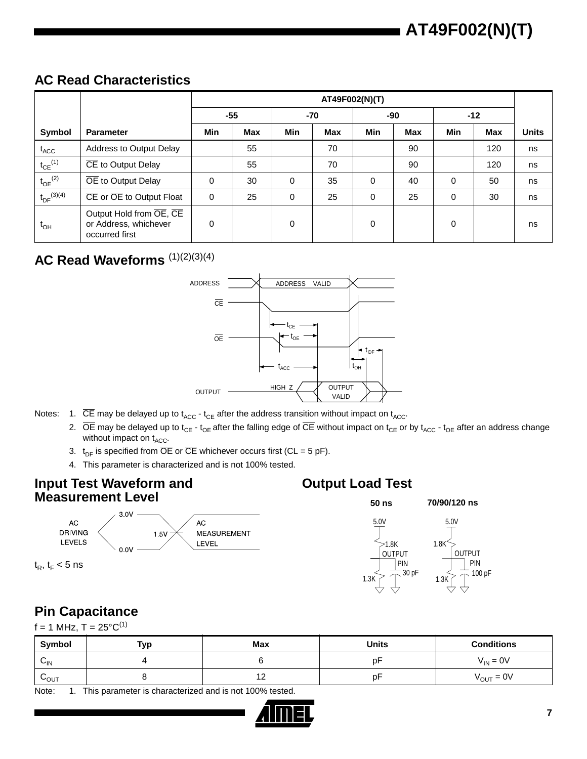## AC Read Characteristics

| Symbol | Parameter | AT49F002(N)(T) | | | | | | | | Units |
|---|---|---|---|---|---|---|---|---|---|---|
| | | -55 | | -70 | | -90 | | -12 | | |
| | | Min | Max | Min | Max | Min | Max | Min | Max | |
| $t_{ACC}$ | Address to Output Delay | | 55 | | 70 | | 90 | | 120 | ns |
| $t_{CE}$[1] | $\overline{CE}$ to Output Delay | | 55 | | 70 | | 90 | | 120 | ns |
| $t_{OE}$[2] | $\overline{OE}$ to Output Delay | 0 | 30 | 0 | 35 | 0 | 40 | 0 | 50 | ns |
| $t_{DF}$[3][4] | $\overline{CE}$ or $\overline{OE}$ to Output Float | 0 | 25 | 0 | 25 | 0 | 25 | 0 | 30 | ns |
| $t_{OH}$ | Output Hold from $\overline{OE}$, $\overline{CE}$ or Address, whichever occurred first | 0 | | 0 | | 0 | | 0 | | ns |

## AC Read Waveforms [1][2][3][4]

Notes:
1. $\overline{CE}$ may be delayed up to $t_{ACC}$ - $t_{CE}$ after the address transition without impact on $t_{ACC}$.
2. $\overline{OE}$ may be delayed up to $t_{CE}$ - $t_{OE}$ after the falling edge of $\overline{CE}$ without impact on $t_{CE}$ or by $t_{ACC}$ - $t_{OE}$ after an address change without impact on $t_{ACC}$.
3. $t_{DF}$ is specified from $\overline{OE}$ or $\overline{CE}$ whichever occurs first (CL = 5 pF).
4. This parameter is characterized and is not 100% tested.

## Input Test Waveform and Measurement Level

$t_R$, $t_F$ < 5 ns

## Output Load Test

## Pin Capacitance

f = 1 MHz, T = 25°C[1]

| Symbol | Typ | Max | Units | Conditions |
|---|---|---|---|---|
| $C_{IN}$ | 4 | 6 | pF | $V_{IN}$ = 0V |
| $C_{OUT}$ | 8 | 12 | pF | $V_{OUT}$ = 0V |

Note: 1. This parameter is characterized and is not 100% tested.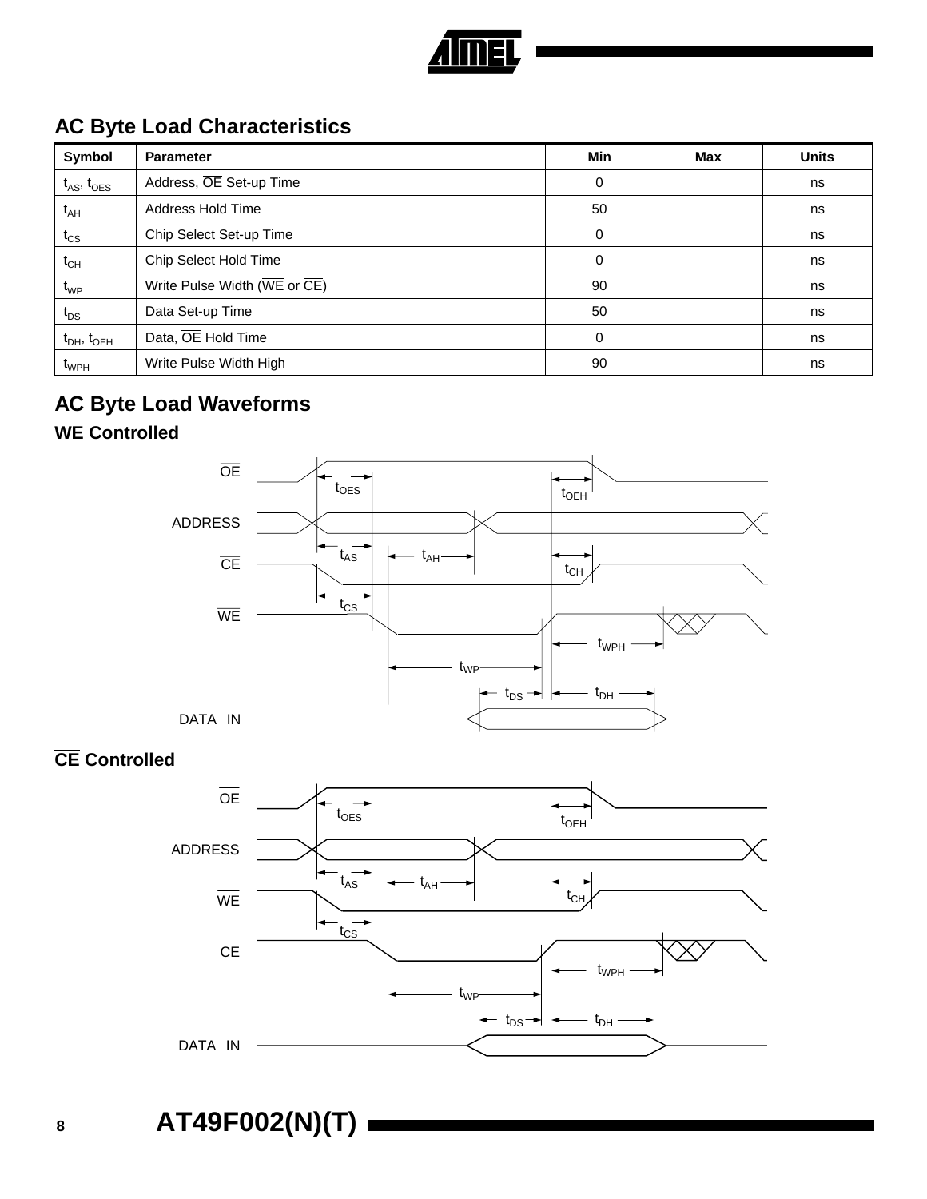## AC Byte Load Characteristics

| Symbol | Parameter | Min | Max | Units |
|---|---|---|---|---|
| $t_{AS}$, $t_{OES}$ | Address, $\overline{OE}$ Set-up Time | 0 | | ns |
| $t_{AH}$ | Address Hold Time | 50 | | ns |
| $t_{CS}$ | Chip Select Set-up Time | 0 | | ns |
| $t_{CH}$ | Chip Select Hold Time | 0 | | ns |
| $t_{WP}$ | Write Pulse Width ($\overline{WE}$ or $\overline{CE}$) | 90 | | ns |
| $t_{DS}$ | Data Set-up Time | 50 | | ns |
| $t_{DH}$, $t_{OEH}$ | Data, $\overline{OE}$ Hold Time | 0 | | ns |
| $t_{WPH}$ | Write Pulse Width High | 90 | | ns |

## AC Byte Load Waveforms

### $\overline{WE}$ Controlled

### $\overline{CE}$ Controlled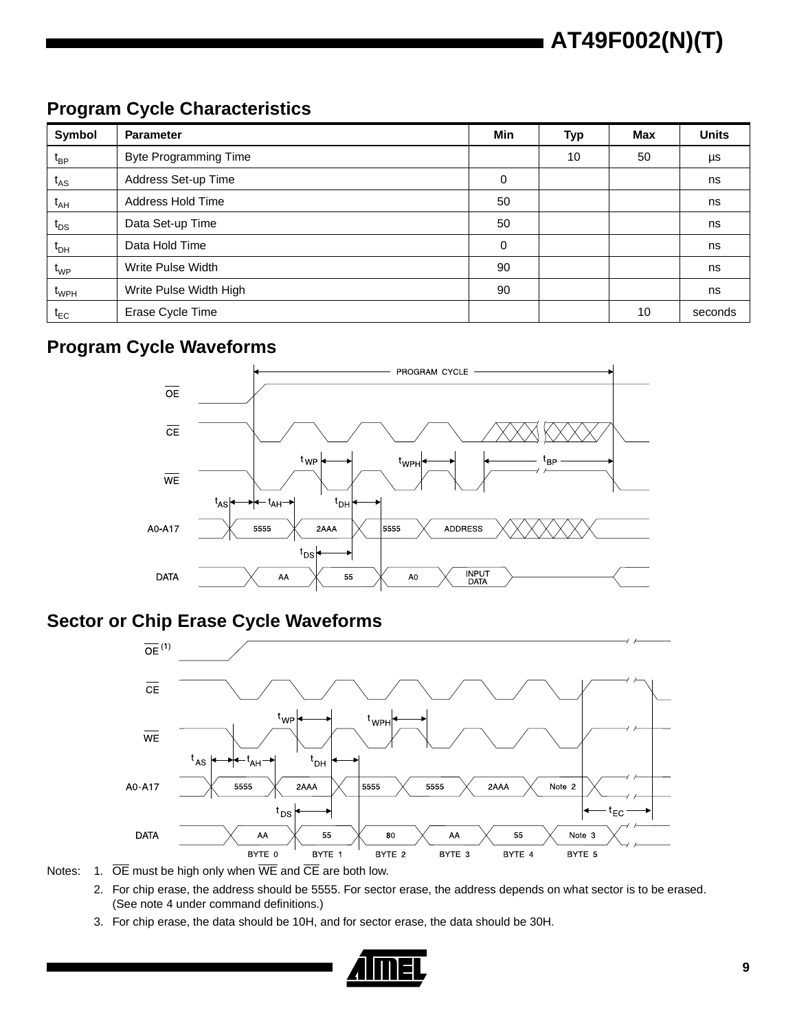## Program Cycle Characteristics

| Symbol | Parameter | Min | Typ | Max | Units |
|---|---|---|---|---|---|
| $t_{BP}$ | Byte Programming Time | | 10 | 50 | µs |
| $t_{AS}$ | Address Set-up Time | 0 | | | ns |
| $t_{AH}$ | Address Hold Time | 50 | | | ns |
| $t_{DS}$ | Data Set-up Time | 50 | | | ns |
| $t_{DH}$ | Data Hold Time | 0 | | | ns |
| $t_{WP}$ | Write Pulse Width | 90 | | | ns |
| $t_{WPH}$ | Write Pulse Width High | 90 | | | ns |
| $t_{EC}$ | Erase Cycle Time | | | 10 | seconds |

## Program Cycle Waveforms

## Sector or Chip Erase Cycle Waveforms

Notes: 1. $\overline{OE}$ must be high only when $\overline{WE}$ and $\overline{CE}$ are both low.

2. For chip erase, the address should be 5555. For sector erase, the address depends on what sector is to be erased. (See note 4 under command definitions.)

3. For chip erase, the data should be 10H, and for sector erase, the data should be 30H.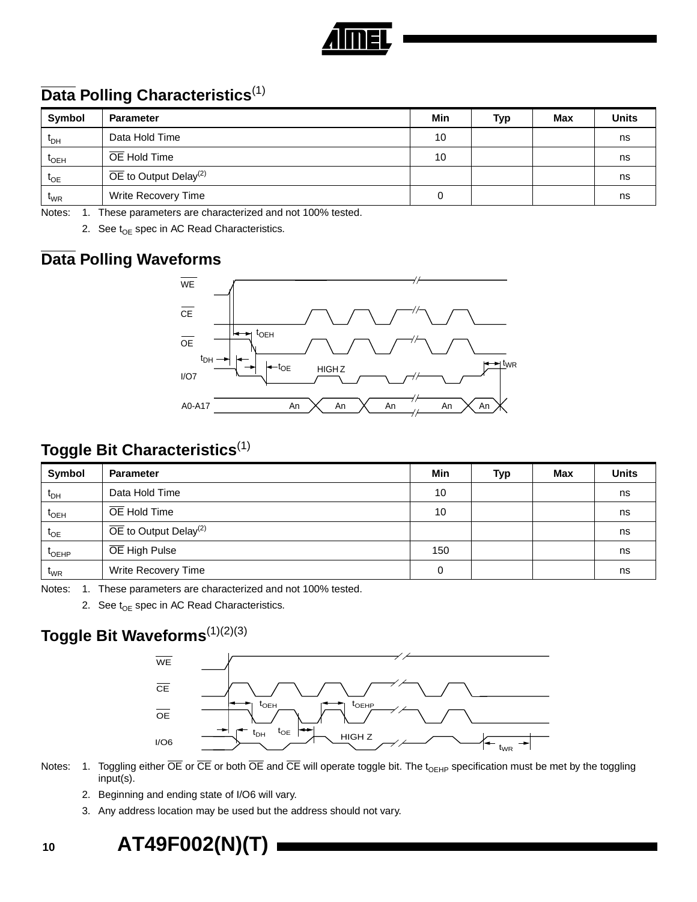## $\overline{\text{Data}}$ Polling Characteristics[1]

| Symbol | Parameter | Min | Typ | Max | Units |
|---|---|---|---|---|---|
| $t_{DH}$ | Data Hold Time | 10 | | | ns |
| $t_{OEH}$ | $\overline{\text{OE}}$ Hold Time | 10 | | | ns |
| $t_{OE}$ | $\overline{\text{OE}}$ to Output Delay[2] | | | | ns |
| $t_{WR}$ | Write Recovery Time | 0 | | | ns |

Notes: 1. These parameters are characterized and not 100% tested.

2. See $t_{OE}$ spec in AC Read Characteristics.

## $\overline{\text{Data}}$ Polling Waveforms

## Toggle Bit Characteristics[1]

| Symbol | Parameter | Min | Typ | Max | Units |
|---|---|---|---|---|---|
| $t_{DH}$ | Data Hold Time | 10 | | | ns |
| $t_{OEH}$ | $\overline{\text{OE}}$ Hold Time | 10 | | | ns |
| $t_{OE}$ | $\overline{\text{OE}}$ to Output Delay[2] | | | | ns |
| $t_{OEHP}$ | $\overline{\text{OE}}$ High Pulse | 150 | | | ns |
| $t_{WR}$ | Write Recovery Time | 0 | | | ns |

Notes: 1. These parameters are characterized and not 100% tested.

2. See $t_{OE}$ spec in AC Read Characteristics.

## Toggle Bit Waveforms[1][2][3]

Notes: 1. Toggling either $\overline{\text{OE}}$ or $\overline{\text{CE}}$ or both $\overline{\text{OE}}$ and $\overline{\text{CE}}$ will operate toggle bit. The $t_{OEHP}$ specification must be met by the toggling input(s).

2. Beginning and ending state of I/O6 will vary.

3. Any address location may be used but the address should not vary.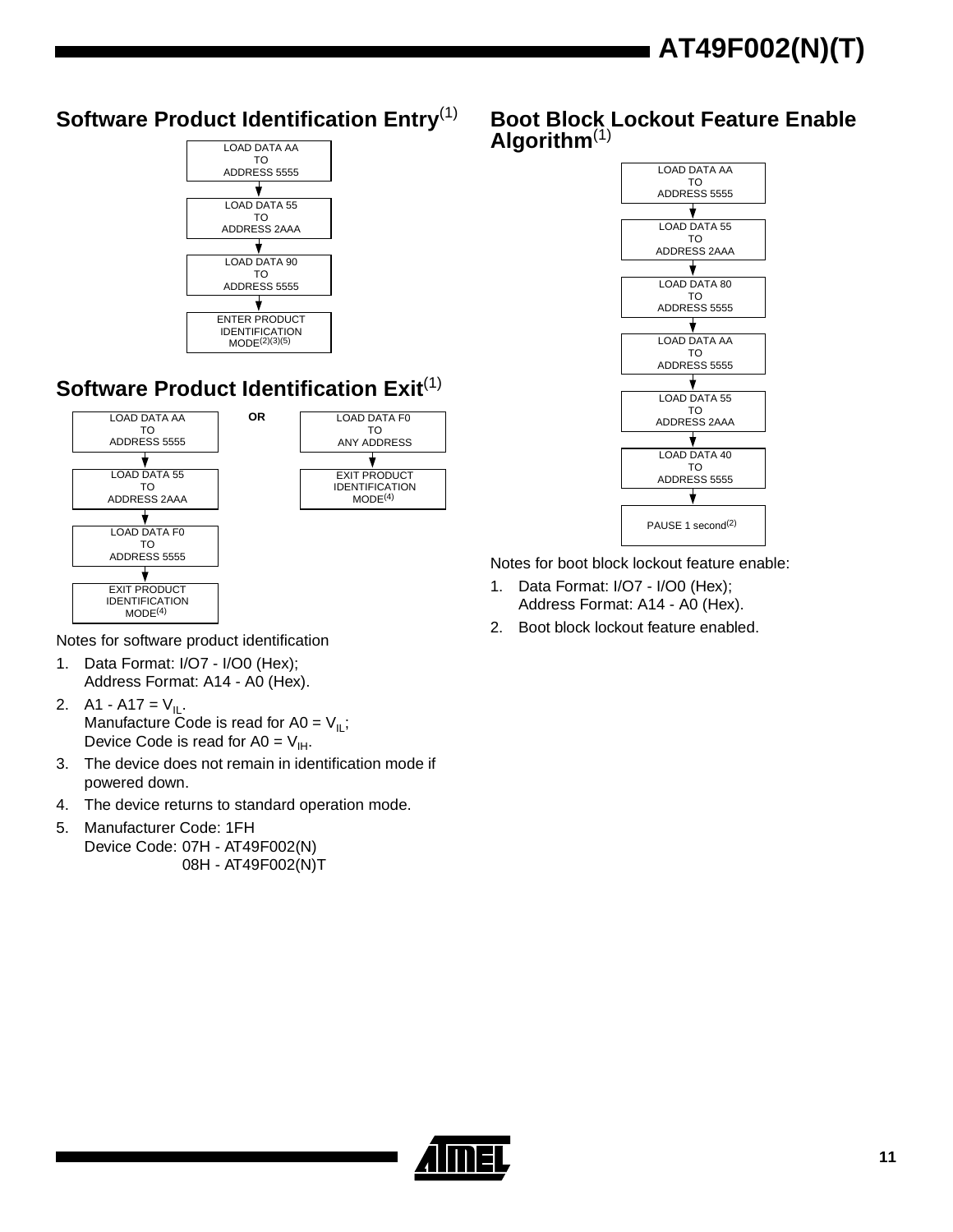## Software Product Identification Entry(1)

LOAD DATA AA TO ADDRESS 5555
↓
LOAD DATA 55 TO ADDRESS 2AAA
↓
LOAD DATA 90 TO ADDRESS 5555
↓
ENTER PRODUCT IDENTIFICATION MODE(2)(3)(5)

## Software Product Identification Exit(1)

LOAD DATA AA TO ADDRESS 5555
↓
LOAD DATA 55 TO ADDRESS 2AAA
↓
LOAD DATA F0 TO ADDRESS 5555
↓
EXIT PRODUCT IDENTIFICATION MODE(4)

**OR**

LOAD DATA F0 TO ANY ADDRESS
↓
EXIT PRODUCT IDENTIFICATION MODE(4)

Notes for software product identification

1. Data Format: I/O7 - I/O0 (Hex);
   Address Format: A14 - A0 (Hex).
2. A1 - A17 = $V_{IL}$.
   Manufacture Code is read for A0 = $V_{IL}$;
   Device Code is read for A0 = $V_{IH}$.
3. The device does not remain in identification mode if powered down.
4. The device returns to standard operation mode.
5. Manufacturer Code: 1FH
   Device Code: 07H - AT49F002(N)
   08H - AT49F002(N)T

## Boot Block Lockout Feature Enable Algorithm(1)

LOAD DATA AA TO ADDRESS 5555
↓
LOAD DATA 55 TO ADDRESS 2AAA
↓
LOAD DATA 80 TO ADDRESS 5555
↓
LOAD DATA AA TO ADDRESS 5555
↓
LOAD DATA 55 TO ADDRESS 2AAA
↓
LOAD DATA 40 TO ADDRESS 5555
↓
PAUSE 1 second(2)

Notes for boot block lockout feature enable:

1. Data Format: I/O7 - I/O0 (Hex);
   Address Format: A14 - A0 (Hex).
2. Boot block lockout feature enabled.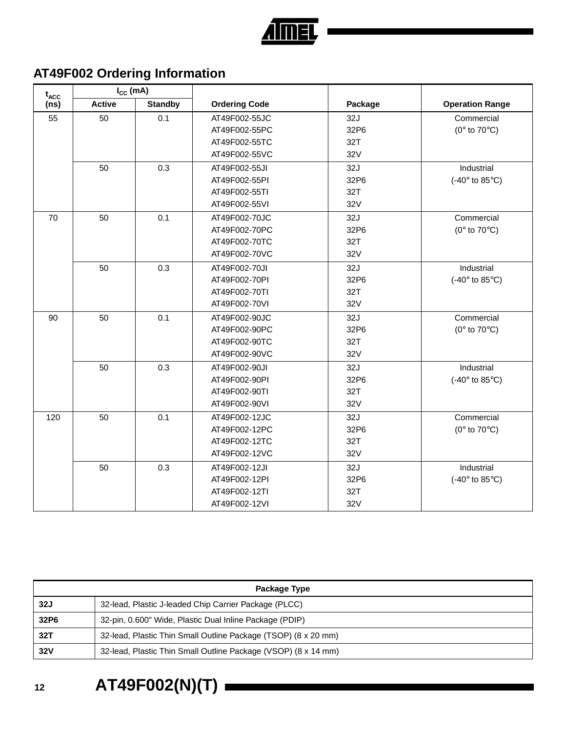## AT49F002 Ordering Information

| $t_{ACC}$ | $I_{CC}$ (mA) | | | | |
|---|---|---|---|---|---|
| (ns) | Active | Standby | Ordering Code | Package | Operation Range |
| 55 | 50 | 0.1 | AT49F002-55JC<br>AT49F002-55PC<br>AT49F002-55TC<br>AT49F002-55VC | 32J<br>32P6<br>32T<br>32V | Commercial<br>(0° to 70°C) |
| | 50 | 0.3 | AT49F002-55JI<br>AT49F002-55PI<br>AT49F002-55TI<br>AT49F002-55VI | 32J<br>32P6<br>32T<br>32V | Industrial<br>(-40° to 85°C) |
| 70 | 50 | 0.1 | AT49F002-70JC<br>AT49F002-70PC<br>AT49F002-70TC<br>AT49F002-70VC | 32J<br>32P6<br>32T<br>32V | Commercial<br>(0° to 70°C) |
| | 50 | 0.3 | AT49F002-70JI<br>AT49F002-70PI<br>AT49F002-70TI<br>AT49F002-70VI | 32J<br>32P6<br>32T<br>32V | Industrial<br>(-40° to 85°C) |
| 90 | 50 | 0.1 | AT49F002-90JC<br>AT49F002-90PC<br>AT49F002-90TC<br>AT49F002-90VC | 32J<br>32P6<br>32T<br>32V | Commercial<br>(0° to 70°C) |
| | 50 | 0.3 | AT49F002-90JI<br>AT49F002-90PI<br>AT49F002-90TI<br>AT49F002-90VI | 32J<br>32P6<br>32T<br>32V | Industrial<br>(-40° to 85°C) |
| 120 | 50 | 0.1 | AT49F002-12JC<br>AT49F002-12PC<br>AT49F002-12TC<br>AT49F002-12VC | 32J<br>32P6<br>32T<br>32V | Commercial<br>(0° to 70°C) |
| | 50 | 0.3 | AT49F002-12JI<br>AT49F002-12PI<br>AT49F002-12TI<br>AT49F002-12VI | 32J<br>32P6<br>32T<br>32V | Industrial<br>(-40° to 85°C) |

| Package Type | |
|---|---|
| **32J** | 32-lead, Plastic J-leaded Chip Carrier Package (PLCC) |
| **32P6** | 32-pin, 0.600" Wide, Plastic Dual Inline Package (PDIP) |
| **32T** | 32-lead, Plastic Thin Small Outline Package (TSOP) (8 x 20 mm) |
| **32V** | 32-lead, Plastic Thin Small Outline Package (VSOP) (8 x 14 mm) |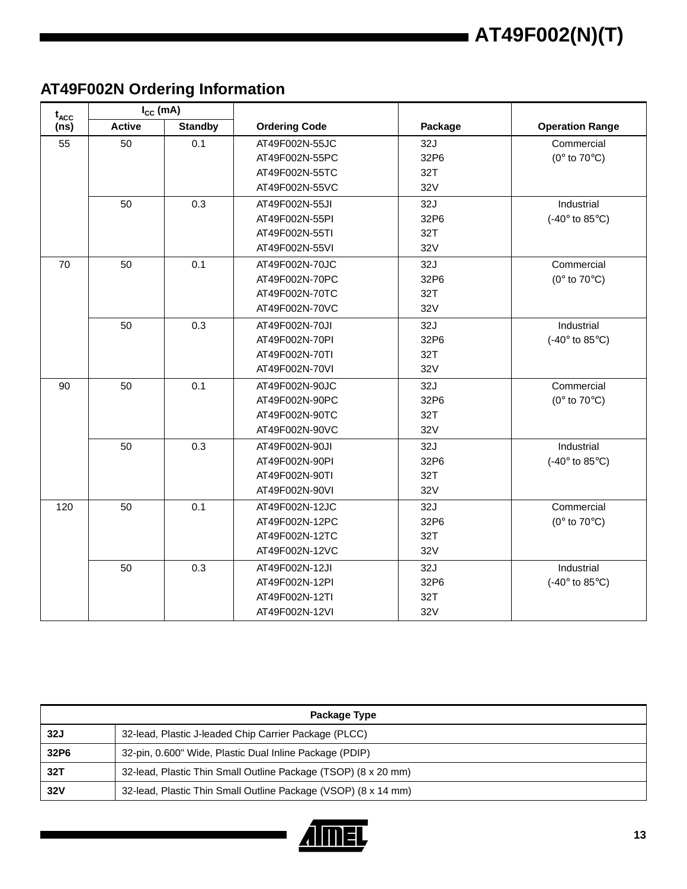## AT49F002N Ordering Information

| $t_{ACC}$ (ns) | $I_{CC}$ (mA) | | Ordering Code | Package | Operation Range |
|---|---|---|---|---|---|
| | Active | Standby | | | |
| 55 | 50 | 0.1 | AT49F002N-55JC<br>AT49F002N-55PC<br>AT49F002N-55TC<br>AT49F002N-55VC | 32J<br>32P6<br>32T<br>32V | Commercial<br>(0° to 70°C) |
| | 50 | 0.3 | AT49F002N-55JI<br>AT49F002N-55PI<br>AT49F002N-55TI<br>AT49F002N-55VI | 32J<br>32P6<br>32T<br>32V | Industrial<br>(-40° to 85°C) |
| 70 | 50 | 0.1 | AT49F002N-70JC<br>AT49F002N-70PC<br>AT49F002N-70TC<br>AT49F002N-70VC | 32J<br>32P6<br>32T<br>32V | Commercial<br>(0° to 70°C) |
| | 50 | 0.3 | AT49F002N-70JI<br>AT49F002N-70PI<br>AT49F002N-70TI<br>AT49F002N-70VI | 32J<br>32P6<br>32T<br>32V | Industrial<br>(-40° to 85°C) |
| 90 | 50 | 0.1 | AT49F002N-90JC<br>AT49F002N-90PC<br>AT49F002N-90TC<br>AT49F002N-90VC | 32J<br>32P6<br>32T<br>32V | Commercial<br>(0° to 70°C) |
| | 50 | 0.3 | AT49F002N-90JI<br>AT49F002N-90PI<br>AT49F002N-90TI<br>AT49F002N-90VI | 32J<br>32P6<br>32T<br>32V | Industrial<br>(-40° to 85°C) |
| 120 | 50 | 0.1 | AT49F002N-12JC<br>AT49F002N-12PC<br>AT49F002N-12TC<br>AT49F002N-12VC | 32J<br>32P6<br>32T<br>32V | Commercial<br>(0° to 70°C) |
| | 50 | 0.3 | AT49F002N-12JI<br>AT49F002N-12PI<br>AT49F002N-12TI<br>AT49F002N-12VI | 32J<br>32P6<br>32T<br>32V | Industrial<br>(-40° to 85°C) |

| Package Type | |
|---|---|
| **32J** | 32-lead, Plastic J-leaded Chip Carrier Package (PLCC) |
| **32P6** | 32-pin, 0.600" Wide, Plastic Dual Inline Package (PDIP) |
| **32T** | 32-lead, Plastic Thin Small Outline Package (TSOP) (8 x 20 mm) |
| **32V** | 32-lead, Plastic Thin Small Outline Package (VSOP) (8 x 14 mm) |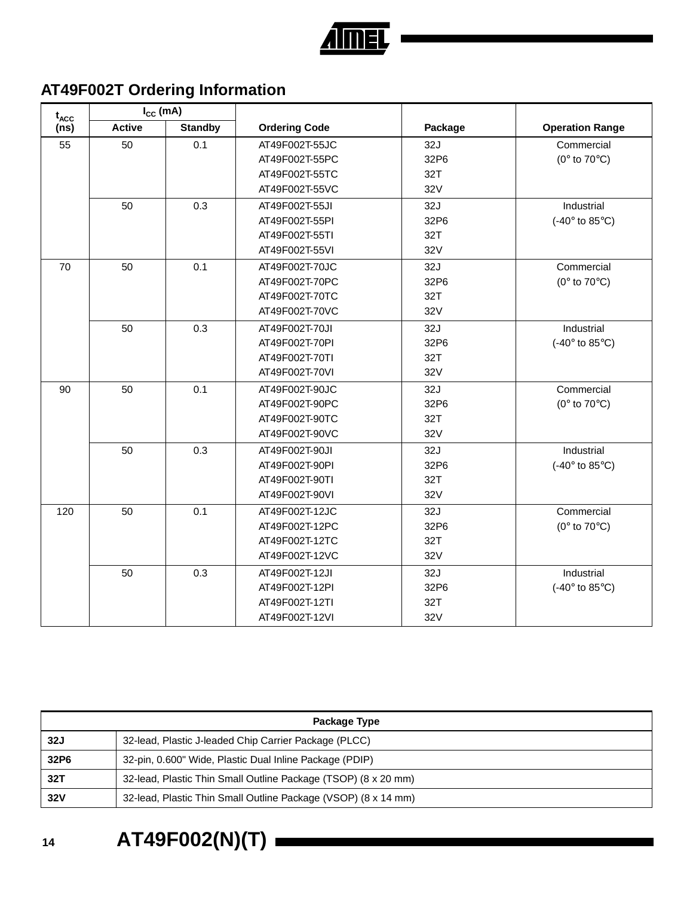## AT49F002T Ordering Information

| $t_{ACC}$ (ns) | $I_{CC}$ (mA) | | Ordering Code | Package | Operation Range |
|---|---|---|---|---|---|
| | Active | Standby | | | |
| 55 | 50 | 0.1 | AT49F002T-55JC<br>AT49F002T-55PC<br>AT49F002T-55TC<br>AT49F002T-55VC | 32J<br>32P6<br>32T<br>32V | Commercial<br>(0° to 70°C) |
| | 50 | 0.3 | AT49F002T-55JI<br>AT49F002T-55PI<br>AT49F002T-55TI<br>AT49F002T-55VI | 32J<br>32P6<br>32T<br>32V | Industrial<br>(-40° to 85°C) |
| 70 | 50 | 0.1 | AT49F002T-70JC<br>AT49F002T-70PC<br>AT49F002T-70TC<br>AT49F002T-70VC | 32J<br>32P6<br>32T<br>32V | Commercial<br>(0° to 70°C) |
| | 50 | 0.3 | AT49F002T-70JI<br>AT49F002T-70PI<br>AT49F002T-70TI<br>AT49F002T-70VI | 32J<br>32P6<br>32T<br>32V | Industrial<br>(-40° to 85°C) |
| 90 | 50 | 0.1 | AT49F002T-90JC<br>AT49F002T-90PC<br>AT49F002T-90TC<br>AT49F002T-90VC | 32J<br>32P6<br>32T<br>32V | Commercial<br>(0° to 70°C) |
| | 50 | 0.3 | AT49F002T-90JI<br>AT49F002T-90PI<br>AT49F002T-90TI<br>AT49F002T-90VI | 32J<br>32P6<br>32T<br>32V | Industrial<br>(-40° to 85°C) |
| 120 | 50 | 0.1 | AT49F002T-12JC<br>AT49F002T-12PC<br>AT49F002T-12TC<br>AT49F002T-12VC | 32J<br>32P6<br>32T<br>32V | Commercial<br>(0° to 70°C) |
| | 50 | 0.3 | AT49F002T-12JI<br>AT49F002T-12PI<br>AT49F002T-12TI<br>AT49F002T-12VI | 32J<br>32P6<br>32T<br>32V | Industrial<br>(-40° to 85°C) |

| Package Type | |
|---|---|
| **32J** | 32-lead, Plastic J-leaded Chip Carrier Package (PLCC) |
| **32P6** | 32-pin, 0.600" Wide, Plastic Dual Inline Package (PDIP) |
| **32T** | 32-lead, Plastic Thin Small Outline Package (TSOP) (8 x 20 mm) |
| **32V** | 32-lead, Plastic Thin Small Outline Package (VSOP) (8 x 14 mm) |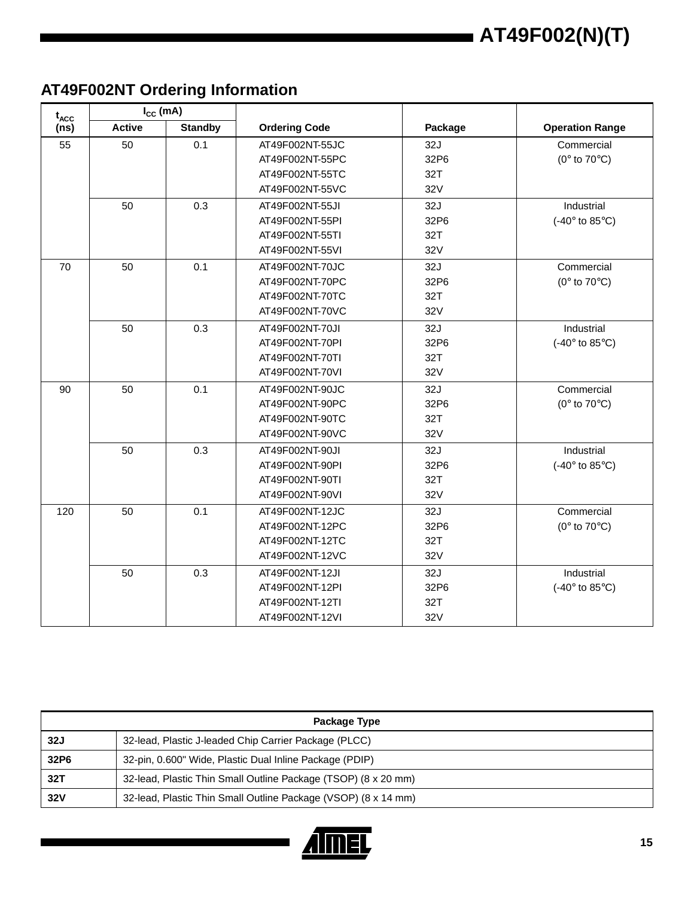## AT49F002NT Ordering Information

| $t_{ACC}$ (ns) | $I_{CC}$ (mA) | | Ordering Code | Package | Operation Range |
|---|---|---|---|---|---|
| | Active | Standby | | | |
| 55 | 50 | 0.1 | AT49F002NT-55JC<br>AT49F002NT-55PC<br>AT49F002NT-55TC<br>AT49F002NT-55VC | 32J<br>32P6<br>32T<br>32V | Commercial<br>(0° to 70°C) |
| | 50 | 0.3 | AT49F002NT-55JI<br>AT49F002NT-55PI<br>AT49F002NT-55TI<br>AT49F002NT-55VI | 32J<br>32P6<br>32T<br>32V | Industrial<br>(-40° to 85°C) |
| 70 | 50 | 0.1 | AT49F002NT-70JC<br>AT49F002NT-70PC<br>AT49F002NT-70TC<br>AT49F002NT-70VC | 32J<br>32P6<br>32T<br>32V | Commercial<br>(0° to 70°C) |
| | 50 | 0.3 | AT49F002NT-70JI<br>AT49F002NT-70PI<br>AT49F002NT-70TI<br>AT49F002NT-70VI | 32J<br>32P6<br>32T<br>32V | Industrial<br>(-40° to 85°C) |
| 90 | 50 | 0.1 | AT49F002NT-90JC<br>AT49F002NT-90PC<br>AT49F002NT-90TC<br>AT49F002NT-90VC | 32J<br>32P6<br>32T<br>32V | Commercial<br>(0° to 70°C) |
| | 50 | 0.3 | AT49F002NT-90JI<br>AT49F002NT-90PI<br>AT49F002NT-90TI<br>AT49F002NT-90VI | 32J<br>32P6<br>32T<br>32V | Industrial<br>(-40° to 85°C) |
| 120 | 50 | 0.1 | AT49F002NT-12JC<br>AT49F002NT-12PC<br>AT49F002NT-12TC<br>AT49F002NT-12VC | 32J<br>32P6<br>32T<br>32V | Commercial<br>(0° to 70°C) |
| | 50 | 0.3 | AT49F002NT-12JI<br>AT49F002NT-12PI<br>AT49F002NT-12TI<br>AT49F002NT-12VI | 32J<br>32P6<br>32T<br>32V | Industrial<br>(-40° to 85°C) |

| Package Type | |
|---|---|
| **32J** | 32-lead, Plastic J-leaded Chip Carrier Package (PLCC) |
| **32P6** | 32-pin, 0.600" Wide, Plastic Dual Inline Package (PDIP) |
| **32T** | 32-lead, Plastic Thin Small Outline Package (TSOP) (8 x 20 mm) |
| **32V** | 32-lead, Plastic Thin Small Outline Package (VSOP) (8 x 14 mm) |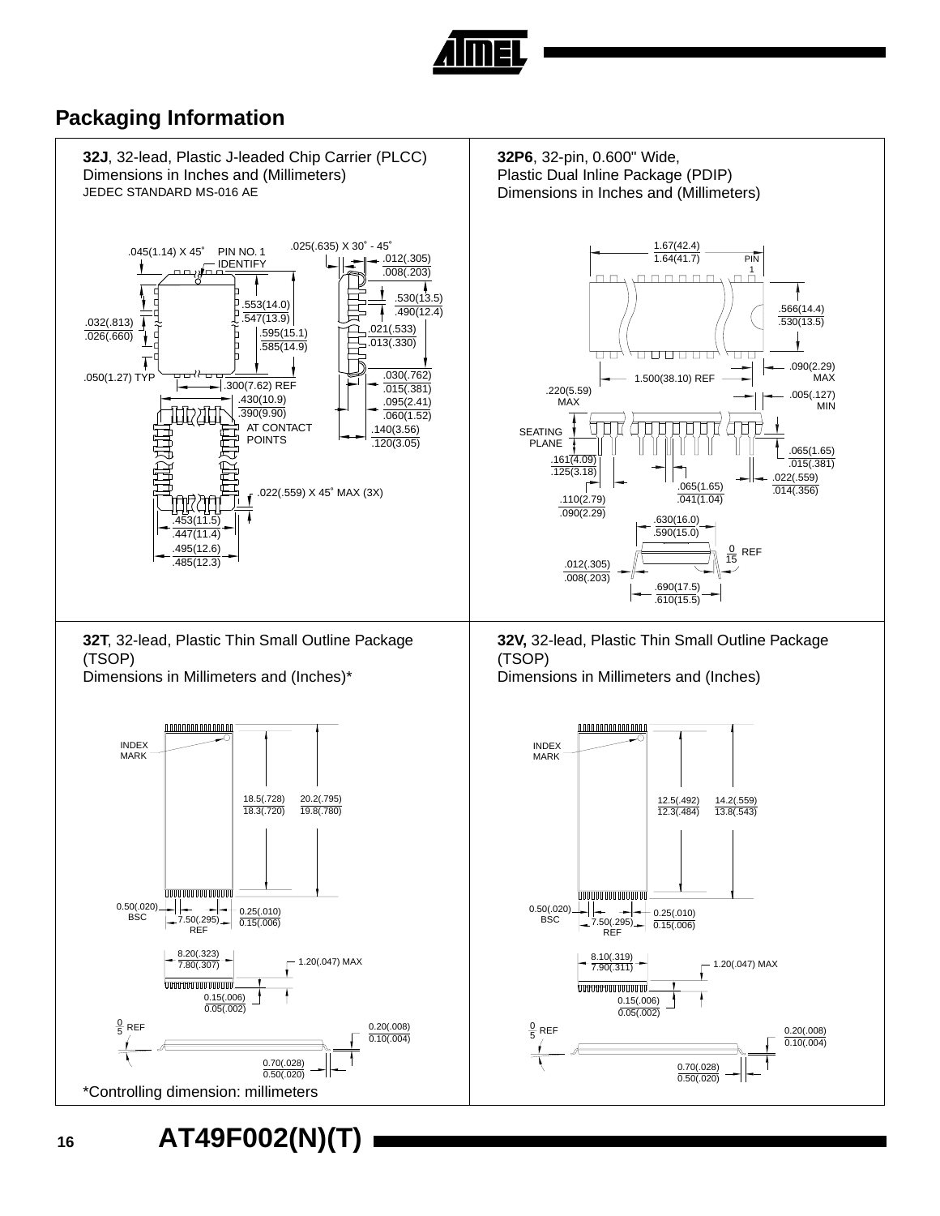## Packaging Information

**32J**, 32-lead, Plastic J-leaded Chip Carrier (PLCC)
Dimensions in Inches and (Millimeters)
JEDEC STANDARD MS-016 AE

.045(1.14) X 45° PIN NO. 1 IDENTIFY

.025(.635) X 30° - 45°

.012(.305) / .008(.203)

.530(13.5) / .490(12.4)

.553(14.0) / .547(13.9)

.595(15.1) / .585(14.9)

.032(.813) / .026(.660)

.021(.533) / .013(.330)

.050(1.27) TYP

.300(7.62) REF

.030(.762) / .015(.381)

.430(10.9) / .390(9.90) AT CONTACT POINTS

.095(2.41) / .060(1.52)

.140(3.56) / .120(3.05)

.022(.559) X 45° MAX (3X)

.453(11.5) / .447(11.4)

.495(12.6) / .485(12.3)

**32P6**, 32-pin, 0.600" Wide,
Plastic Dual Inline Package (PDIP)
Dimensions in Inches and (Millimeters)

1.67(42.4) / 1.64(41.7)

PIN 1

.566(14.4) / .530(13.5)

.090(2.29) MAX

1.500(38.10) REF

.220(5.59) MAX

.005(.127) MIN

SEATING PLANE

.065(1.65) / .015(.381)

.161(4.09) / .125(3.18)

.022(.559) / .014(.356)

.065(1.65) / .041(1.04)

.110(2.79) / .090(2.29)

.630(16.0) / .590(15.0)

0 / 15 REF

.012(.305) / .008(.203)

.690(17.5) / .610(15.5)

**32T**, 32-lead, Plastic Thin Small Outline Package (TSOP)
Dimensions in Millimeters and (Inches)*

INDEX MARK

18.5(.728) / 18.3(.720)

20.2(.795) / 19.8(.780)

0.50(.020) BSC

7.50(.295) REF

0.25(.010) / 0.15(.006)

8.20(.323) / 7.80(.307)

1.20(.047) MAX

0.15(.006) / 0.05(.002)

0 / 5 REF

0.20(.008) / 0.10(.004)

0.70(.028) / 0.50(.020)

*Controlling dimension: millimeters

**32V,** 32-lead, Plastic Thin Small Outline Package (TSOP)
Dimensions in Millimeters and (Inches)

INDEX MARK

12.5(.492) / 12.3(.484)

14.2(.559) / 13.8(.543)

0.50(.020) BSC

7.50(.295) REF

0.25(.010) / 0.15(.006)

8.10(.319) / 7.90(.311)

1.20(.047) MAX

0.15(.006) / 0.05(.002)

0 / 5 REF

0.20(.008) / 0.10(.004)

0.70(.028) / 0.50(.020)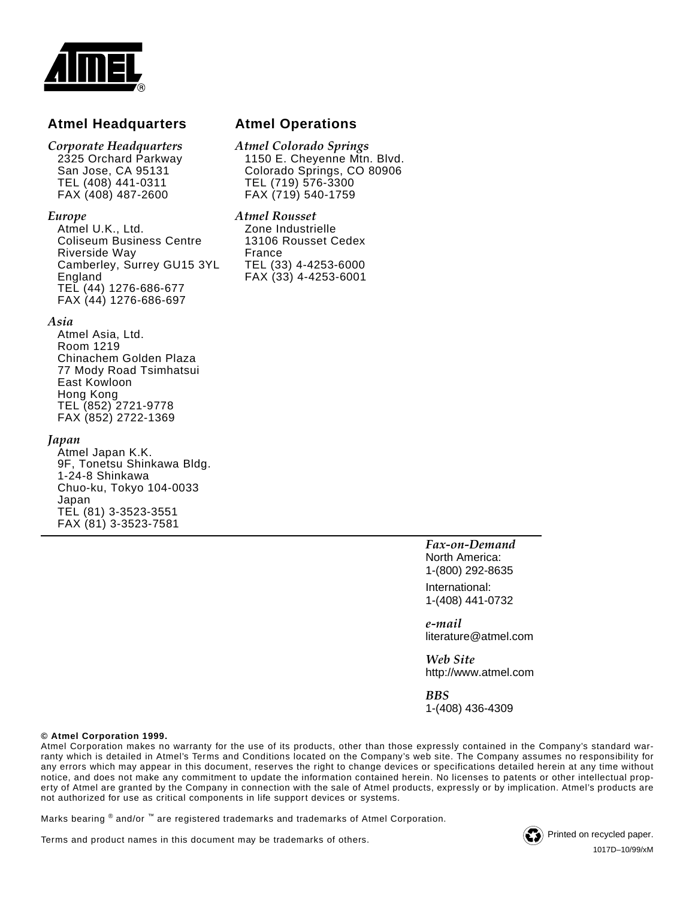## Atmel Headquarters

*Corporate Headquarters*
2325 Orchard Parkway
San Jose, CA 95131
TEL (408) 441-0311
FAX (408) 487-2600

*Europe*
Atmel U.K., Ltd.
Coliseum Business Centre
Riverside Way
Camberley, Surrey GU15 3YL
England
TEL (44) 1276-686-677
FAX (44) 1276-686-697

*Asia*
Atmel Asia, Ltd.
Room 1219
Chinachem Golden Plaza
77 Mody Road Tsimhatsui
East Kowloon
Hong Kong
TEL (852) 2721-9778
FAX (852) 2722-1369

*Japan*
Atmel Japan K.K.
9F, Tonetsu Shinkawa Bldg.
1-24-8 Shinkawa
Chuo-ku, Tokyo 104-0033
Japan
TEL (81) 3-3523-3551
FAX (81) 3-3523-7581

## Atmel Operations

*Atmel Colorado Springs*
1150 E. Cheyenne Mtn. Blvd.
Colorado Springs, CO 80906
TEL (719) 576-3300
FAX (719) 540-1759

*Atmel Rousset*
Zone Industrielle
13106 Rousset Cedex
France
TEL (33) 4-4253-6000
FAX (33) 4-4253-6001

*Fax-on-Demand*
North America:
1-(800) 292-8635

International:
1-(408) 441-0732

*e-mail*
literature@atmel.com

*Web Site*
http://www.atmel.com

*BBS*
1-(408) 436-4309

**© Atmel Corporation 1999.**
Atmel Corporation makes no warranty for the use of its products, other than those expressly contained in the Company's standard warranty which is detailed in Atmel's Terms and Conditions located on the Company's web site. The Company assumes no responsibility for any errors which may appear in this document, reserves the right to change devices or specifications detailed herein at any time without notice, and does not make any commitment to update the information contained herein. No licenses to patents or other intellectual property of Atmel are granted by the Company in connection with the sale of Atmel products, expressly or by implication. Atmel's products are not authorized for use as critical components in life support devices or systems.

Marks bearing ® and/or ™ are registered trademarks and trademarks of Atmel Corporation.

Terms and product names in this document may be trademarks of others.

Printed on recycled paper.

1017D–10/99/xM